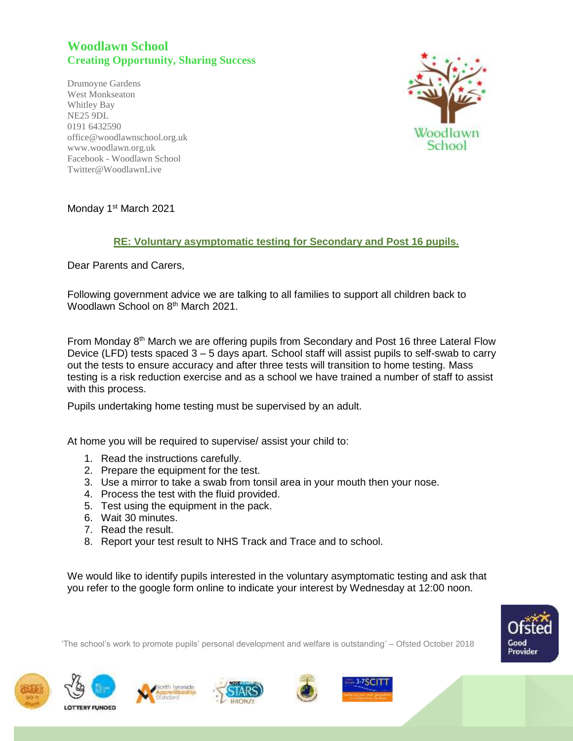# Woodlawn School

**Creating Opportunity, Sharing Success**

Drumoyne Gardens
West Monkseaton
Whitley Bay
NE25 9DL
0191 6432590
office@woodlawnschool.org.uk
www.woodlawn.org.uk
Facebook - Woodlawn School
Twitter@WoodlawnLive

Monday 1st March 2021

**RE: Voluntary asymptomatic testing for Secondary and Post 16 pupils.**

Dear Parents and Carers,

Following government advice we are talking to all families to support all children back to Woodlawn School on 8th March 2021.

From Monday 8th March we are offering pupils from Secondary and Post 16 three Lateral Flow Device (LFD) tests spaced 3 – 5 days apart. School staff will assist pupils to self-swab to carry out the tests to ensure accuracy and after three tests will transition to home testing. Mass testing is a risk reduction exercise and as a school we have trained a number of staff to assist with this process.

Pupils undertaking home testing must be supervised by an adult.

At home you will be required to supervise/ assist your child to:

1. Read the instructions carefully.
2. Prepare the equipment for the test.
3. Use a mirror to take a swab from tonsil area in your mouth then your nose.
4. Process the test with the fluid provided.
5. Test using the equipment in the pack.
6. Wait 30 minutes.
7. Read the result.
8. Report your test result to NHS Track and Trace and to school.

We would like to identify pupils interested in the voluntary asymptomatic testing and ask that you refer to the google form online to indicate your interest by Wednesday at 12:00 noon.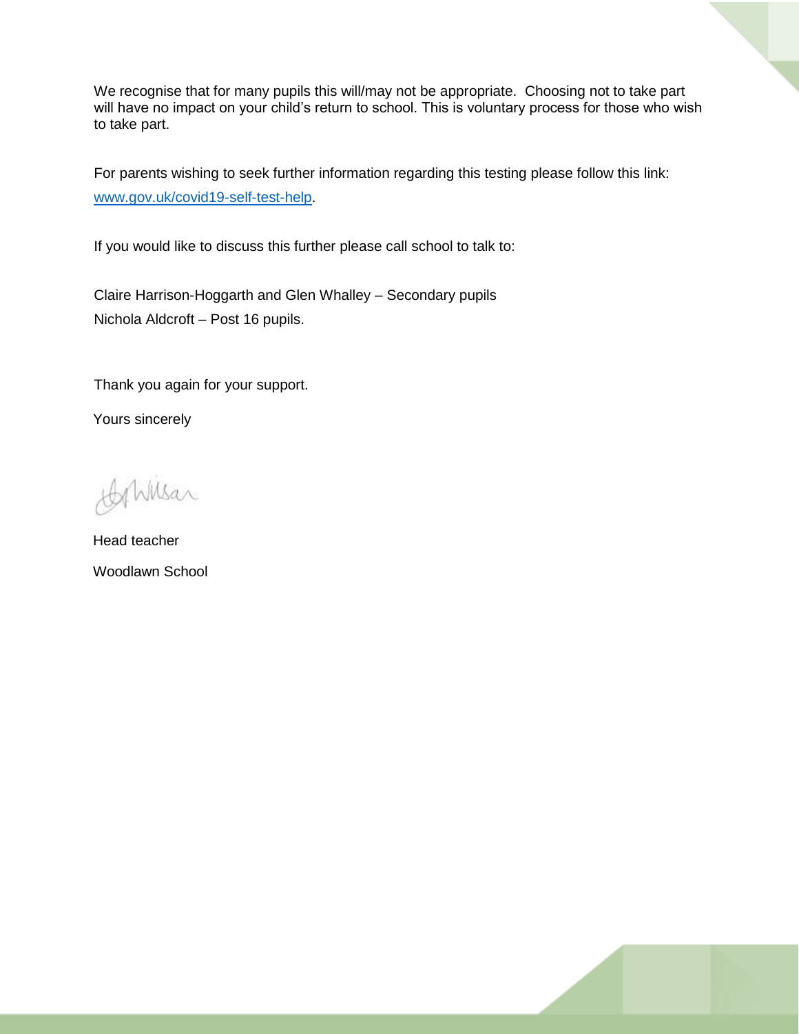We recognise that for many pupils this will/may not be appropriate. Choosing not to take part will have no impact on your child's return to school. This is voluntary process for those who wish to take part.

For parents wishing to seek further information regarding this testing please follow this link: [www.gov.uk/covid19-self-test-help](http://www.gov.uk/covid19-self-test-help).

If you would like to discuss this further please call school to talk to:

Claire Harrison-Hoggarth and Glen Whalley – Secondary pupils
Nichola Aldcroft – Post 16 pupils.

Thank you again for your support.

Yours sincerely

Head teacher

Woodlawn School